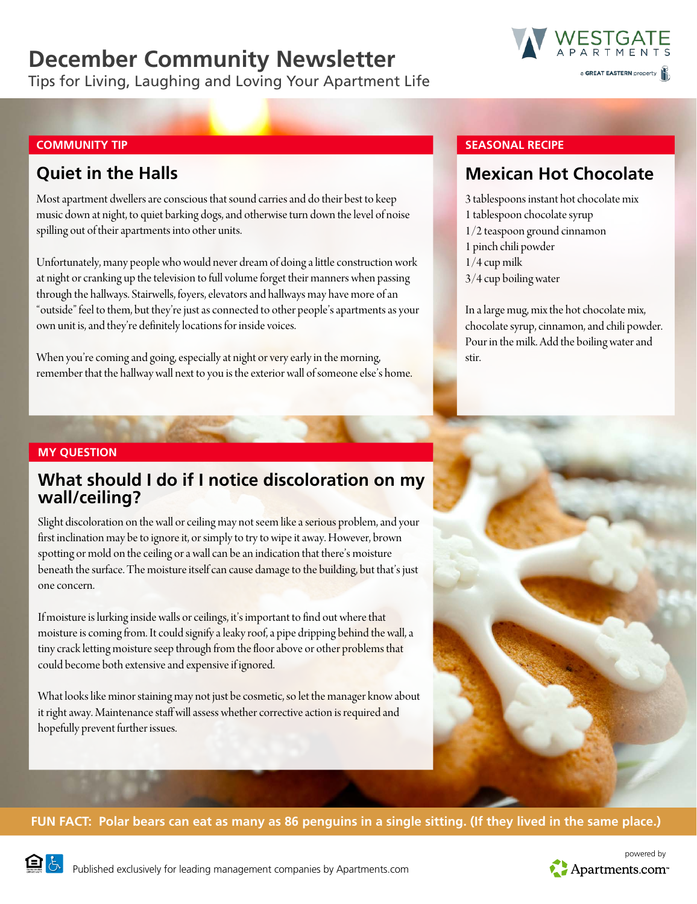# December Community Newsletter

Tips for Living, Laughing and Loving Your Apartment Life

WESTGATE APARTMENTS
a GREAT EASTERN property

**COMMUNITY TIP**

## Quiet in the Halls

Most apartment dwellers are conscious that sound carries and do their best to keep music down at night, to quiet barking dogs, and otherwise turn down the level of noise spilling out of their apartments into other units.

Unfortunately, many people who would never dream of doing a little construction work at night or cranking up the television to full volume forget their manners when passing through the hallways. Stairwells, foyers, elevators and hallways may have more of an "outside" feel to them, but they're just as connected to other people's apartments as your own unit is, and they're definitely locations for inside voices.

When you're coming and going, especially at night or very early in the morning, remember that the hallway wall next to you is the exterior wall of someone else's home.

**SEASONAL RECIPE**

## Mexican Hot Chocolate

3 tablespoons instant hot chocolate mix
1 tablespoon chocolate syrup
1/2 teaspoon ground cinnamon
1 pinch chili powder
1/4 cup milk
3/4 cup boiling water

In a large mug, mix the hot chocolate mix, chocolate syrup, cinnamon, and chili powder. Pour in the milk. Add the boiling water and stir.

**MY QUESTION**

## What should I do if I notice discoloration on my wall/ceiling?

Slight discoloration on the wall or ceiling may not seem like a serious problem, and your first inclination may be to ignore it, or simply to try to wipe it away. However, brown spotting or mold on the ceiling or a wall can be an indication that there's moisture beneath the surface. The moisture itself can cause damage to the building, but that's just one concern.

If moisture is lurking inside walls or ceilings, it's important to find out where that moisture is coming from. It could signify a leaky roof, a pipe dripping behind the wall, a tiny crack letting moisture seep through from the floor above or other problems that could become both extensive and expensive if ignored.

What looks like minor staining may not just be cosmetic, so let the manager know about it right away. Maintenance staff will assess whether corrective action is required and hopefully prevent further issues.

**FUN FACT: Polar bears can eat as many as 86 penguins in a single sitting. (If they lived in the same place.)**

Published exclusively for leading management companies by Apartments.com

powered by Apartments.com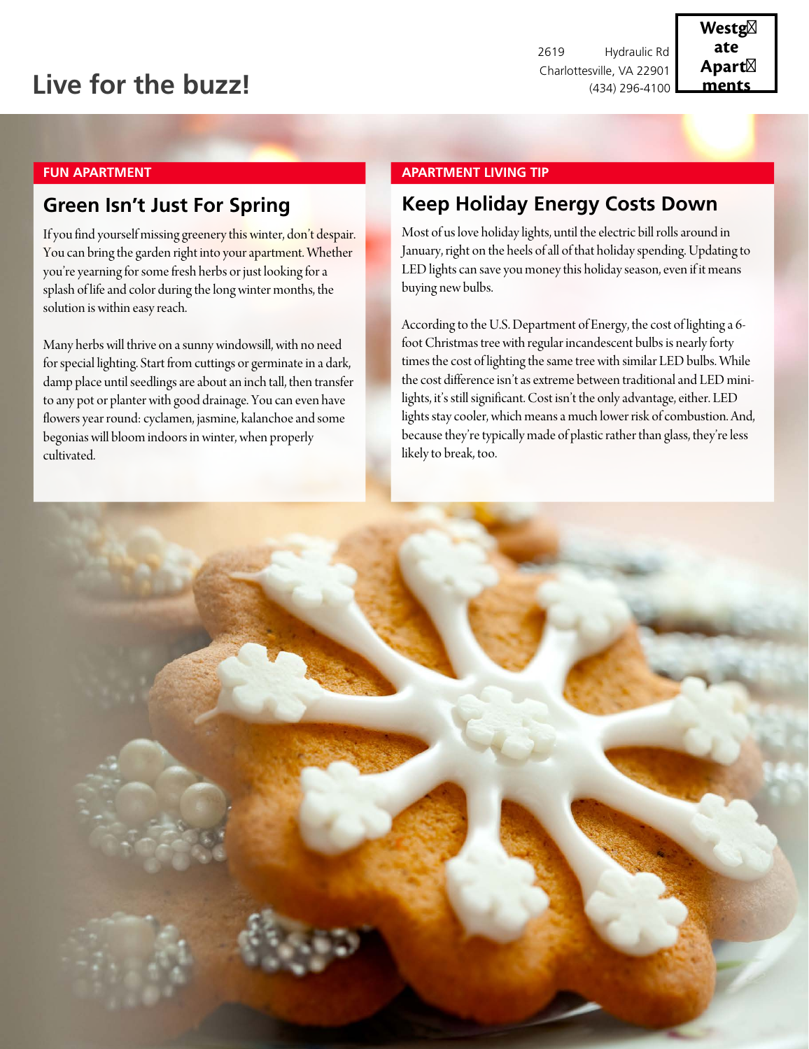# Live for the buzz!

2619 Hydraulic Rd
Charlottesville, VA 22901
(434) 296-4100

**Westgate Apartments**

FUN APARTMENT

## Green Isn't Just For Spring

If you find yourself missing greenery this winter, don't despair. You can bring the garden right into your apartment. Whether you're yearning for some fresh herbs or just looking for a splash of life and color during the long winter months, the solution is within easy reach.

Many herbs will thrive on a sunny windowsill, with no need for special lighting. Start from cuttings or germinate in a dark, damp place until seedlings are about an inch tall, then transfer to any pot or planter with good drainage. You can even have flowers year round: cyclamen, jasmine, kalanchoe and some begonias will bloom indoors in winter, when properly cultivated.

APARTMENT LIVING TIP

## Keep Holiday Energy Costs Down

Most of us love holiday lights, until the electric bill rolls around in January, right on the heels of all of that holiday spending. Updating to LED lights can save you money this holiday season, even if it means buying new bulbs.

According to the U.S. Department of Energy, the cost of lighting a 6-foot Christmas tree with regular incandescent bulbs is nearly forty times the cost of lighting the same tree with similar LED bulbs. While the cost difference isn't as extreme between traditional and LED mini-lights, it's still significant. Cost isn't the only advantage, either. LED lights stay cooler, which means a much lower risk of combustion. And, because they're typically made of plastic rather than glass, they're less likely to break, too.